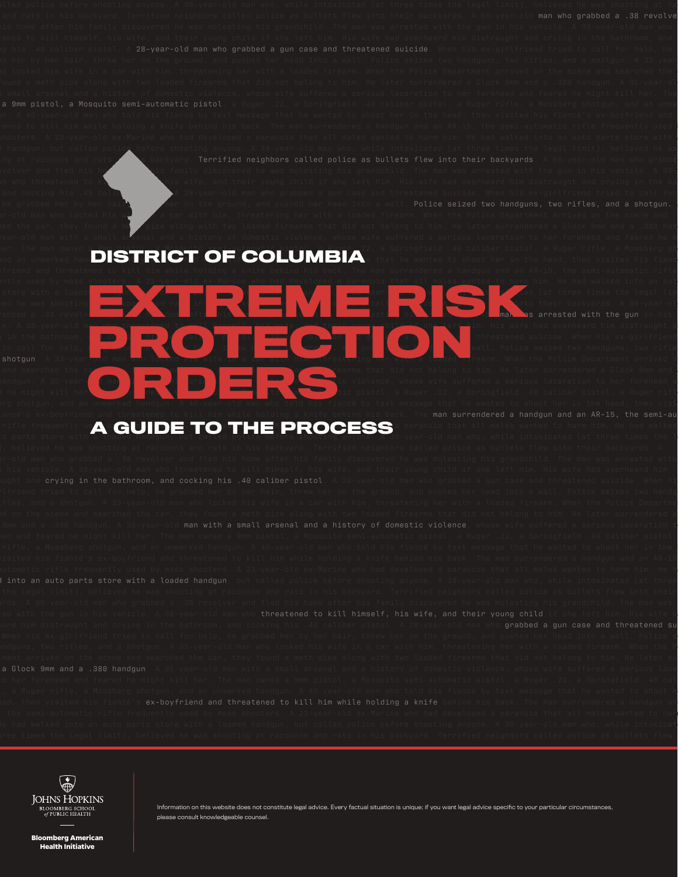# DISTRICT OF COLUMBIA

# EXTREME RISK PROTECTION ORDERS

## A GUIDE TO THE PROCESS

Johns Hopkins Bloomberg School of Public Health

Bloomberg American Health Initiative

Information on this website does not constitute legal advice. Every factual situation is unique; if you want legal advice specific to your particular circumstances, please consult knowledgeable counsel.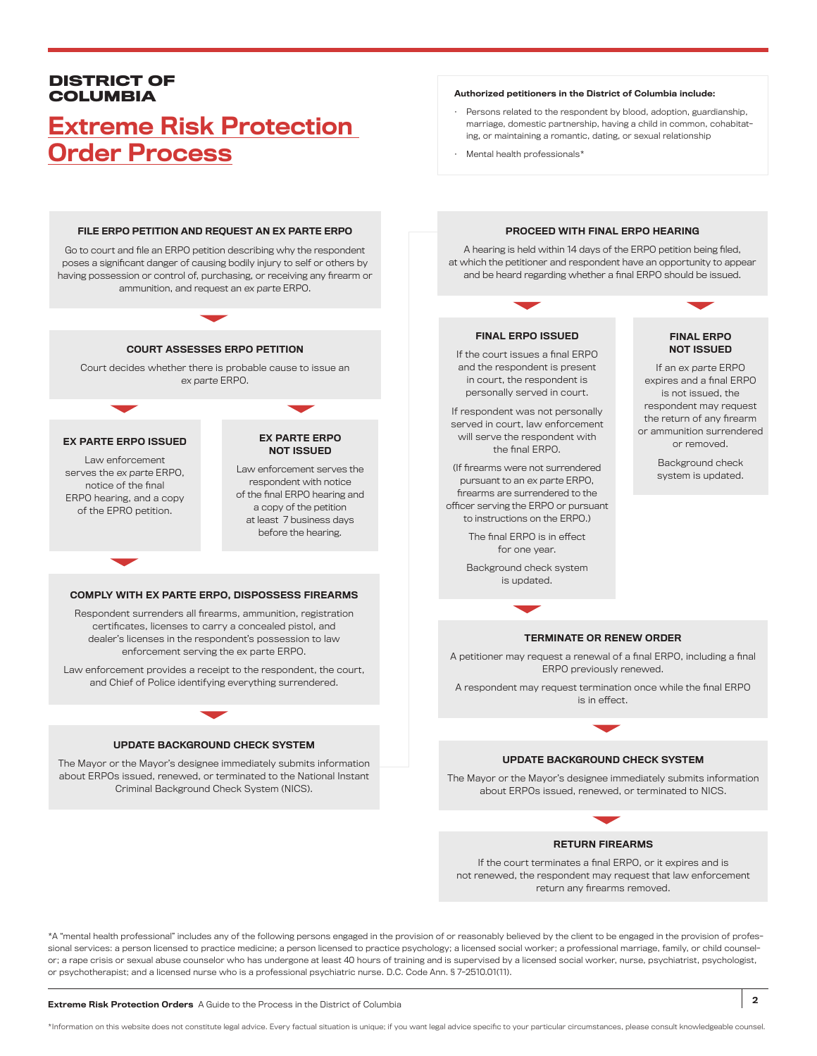# DISTRICT OF COLUMBIA

# Extreme Risk Protection Order Process

**Authorized petitioners in the District of Columbia include:**

- Persons related to the respondent by blood, adoption, guardianship, marriage, domestic partnership, having a child in common, cohabitating, or maintaining a romantic, dating, or sexual relationship
- Mental health professionals*

### FILE ERPO PETITION AND REQUEST AN EX PARTE ERPO

Go to court and file an ERPO petition describing why the respondent poses a significant danger of causing bodily injury to self or others by having possession or control of, purchasing, or receiving any firearm or ammunition, and request an *ex parte* ERPO.

### COURT ASSESSES ERPO PETITION

Court decides whether there is probable cause to issue an *ex parte* ERPO.

### EX PARTE ERPO ISSUED

Law enforcement serves the *ex parte* ERPO, notice of the final ERPO hearing, and a copy of the EPRO petition.

### EX PARTE ERPO NOT ISSUED

Law enforcement serves the respondent with notice of the final ERPO hearing and a copy of the petition at least 7 business days before the hearing.

### COMPLY WITH EX PARTE ERPO, DISPOSSESS FIREARMS

Respondent surrenders all firearms, ammunition, registration certificates, licenses to carry a concealed pistol, and dealer's licenses in the respondent's possession to law enforcement serving the ex parte ERPO.

Law enforcement provides a receipt to the respondent, the court, and Chief of Police identifying everything surrendered.

### UPDATE BACKGROUND CHECK SYSTEM

The Mayor or the Mayor's designee immediately submits information about ERPOs issued, renewed, or terminated to the National Instant Criminal Background Check System (NICS).

### PROCEED WITH FINAL ERPO HEARING

A hearing is held within 14 days of the ERPO petition being filed, at which the petitioner and respondent have an opportunity to appear and be heard regarding whether a final ERPO should be issued.

### FINAL ERPO ISSUED

If the court issues a final ERPO and the respondent is present in court, the respondent is personally served in court.

If respondent was not personally served in court, law enforcement will serve the respondent with the final ERPO.

(If firearms were not surrendered pursuant to an *ex parte* ERPO, firearms are surrendered to the officer serving the ERPO or pursuant to instructions on the ERPO.)

The final ERPO is in effect for one year.

Background check system is updated.

### FINAL ERPO NOT ISSUED

If an *ex parte* ERPO expires and a final ERPO is not issued, the respondent may request the return of any firearm or ammunition surrendered or removed.

Background check system is updated.

### TERMINATE OR RENEW ORDER

A petitioner may request a renewal of a final ERPO, including a final ERPO previously renewed.

A respondent may request termination once while the final ERPO is in effect.

### UPDATE BACKGROUND CHECK SYSTEM

The Mayor or the Mayor's designee immediately submits information about ERPOs issued, renewed, or terminated to NICS.

### RETURN FIREARMS

If the court terminates a final ERPO, or it expires and is not renewed, the respondent may request that law enforcement return any firearms removed.

*A "mental health professional" includes any of the following persons engaged in the provision of or reasonably believed by the client to be engaged in the provision of professional services: a person licensed to practice medicine; a person licensed to practice psychology; a licensed social worker; a professional marriage, family, or child counselor; a rape crisis or sexual abuse counselor who has undergone at least 40 hours of training and is supervised by a licensed social worker, nurse, psychiatrist, psychologist, or psychotherapist; and a licensed nurse who is a professional psychiatric nurse. D.C. Code Ann. § 7-2510.01(11).

*Information on this website does not constitute legal advice. Every factual situation is unique; if you want legal advice specific to your particular circumstances, please consult knowledgeable counsel.